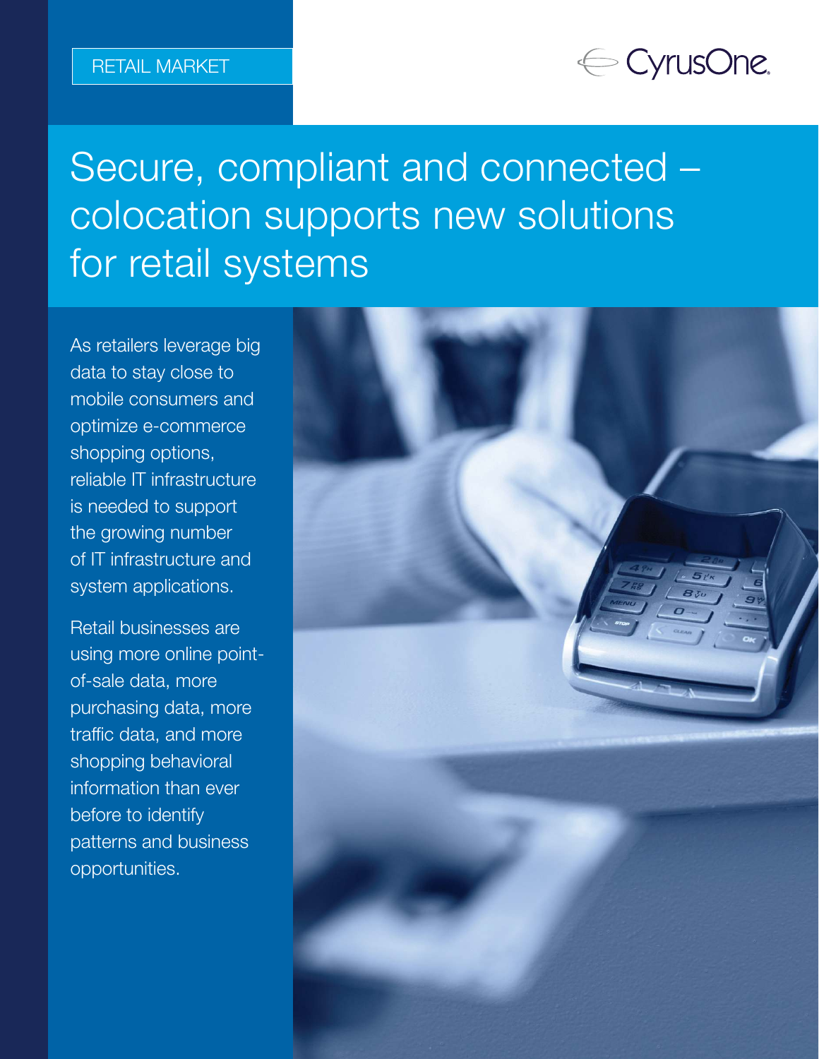RETAIL MARKET

CyrusOne

# Secure, compliant and connected – colocation supports new solutions for retail systems

As retailers leverage big data to stay close to mobile consumers and optimize e-commerce shopping options, reliable IT infrastructure is needed to support the growing number of IT infrastructure and system applications.

Retail businesses are using more online point-of-sale data, more purchasing data, more traffic data, and more shopping behavioral information than ever before to identify patterns and business opportunities.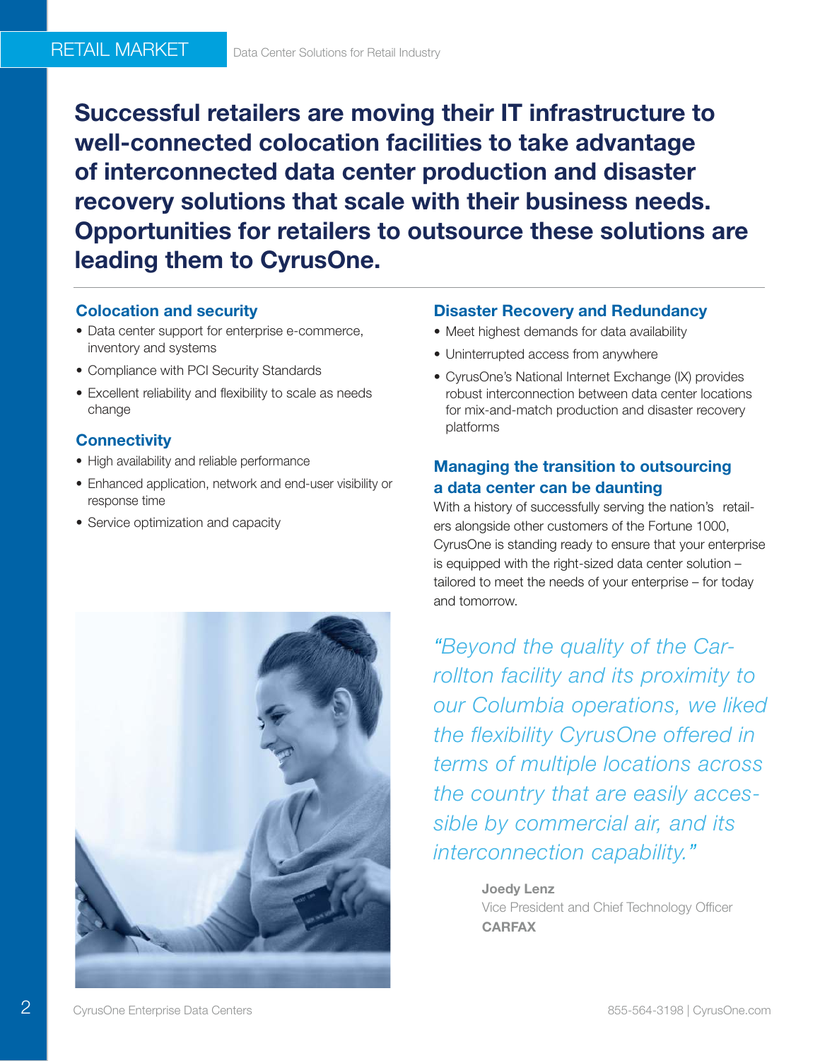**Successful retailers are moving their IT infrastructure to well-connected colocation facilities to take advantage of interconnected data center production and disaster recovery solutions that scale with their business needs. Opportunities for retailers to outsource these solutions are leading them to CyrusOne.**

### Colocation and security

- Data center support for enterprise e-commerce, inventory and systems
- Compliance with PCI Security Standards
- Excellent reliability and flexibility to scale as needs change

### Connectivity

- High availability and reliable performance
- Enhanced application, network and end-user visibility or response time
- Service optimization and capacity

### Disaster Recovery and Redundancy

- Meet highest demands for data availability
- Uninterrupted access from anywhere
- CyrusOne's National Internet Exchange (IX) provides robust interconnection between data center locations for mix-and-match production and disaster recovery platforms

### Managing the transition to outsourcing a data center can be daunting

With a history of successfully serving the nation's retailers alongside other customers of the Fortune 1000, CyrusOne is standing ready to ensure that your enterprise is equipped with the right-sized data center solution – tailored to meet the needs of your enterprise – for today and tomorrow.

*"Beyond the quality of the Carrollton facility and its proximity to our Columbia operations, we liked the flexibility CyrusOne offered in terms of multiple locations across the country that are easily accessible by commercial air, and its interconnection capability."*

**Joedy Lenz**
Vice President and Chief Technology Officer
**CARFAX**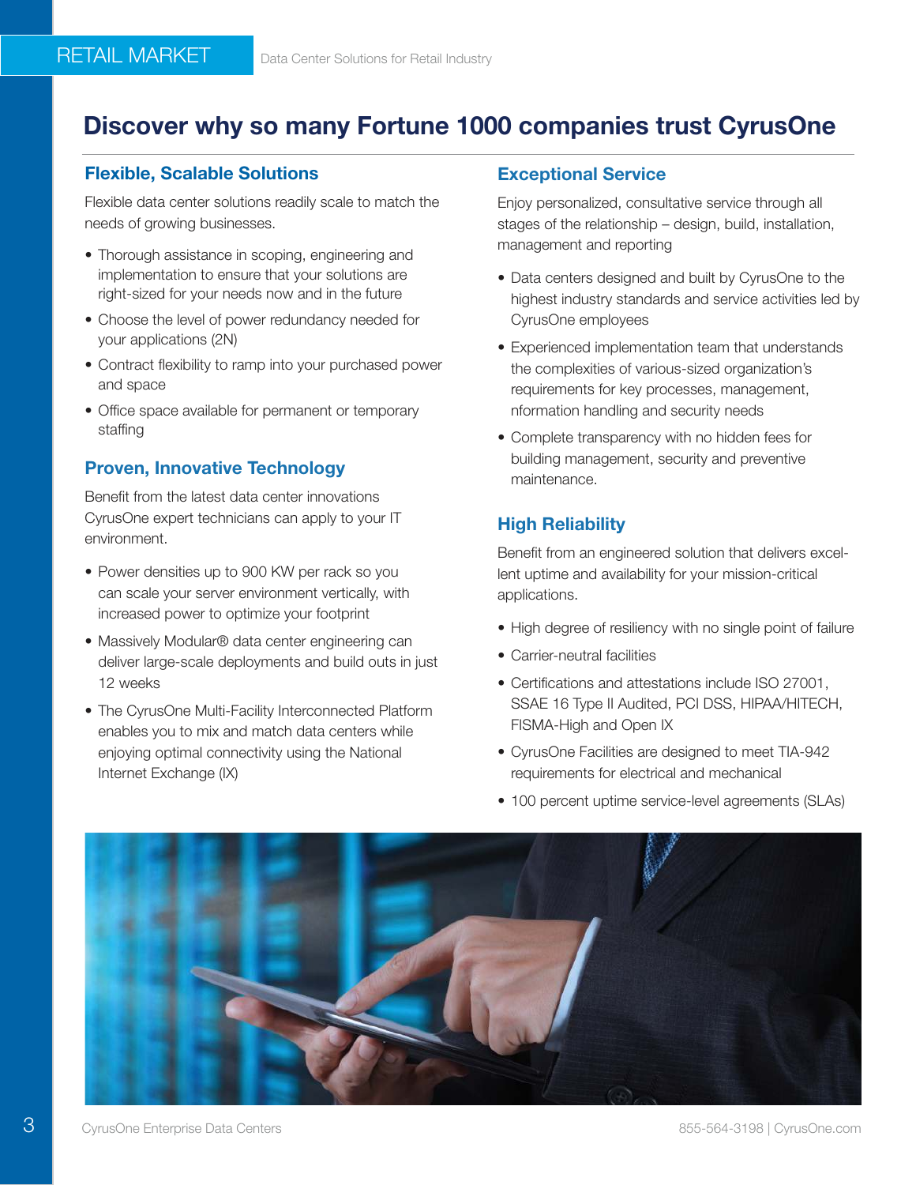# Discover why so many Fortune 1000 companies trust CyrusOne

## Flexible, Scalable Solutions

Flexible data center solutions readily scale to match the needs of growing businesses.

- Thorough assistance in scoping, engineering and implementation to ensure that your solutions are right-sized for your needs now and in the future
- Choose the level of power redundancy needed for your applications (2N)
- Contract flexibility to ramp into your purchased power and space
- Office space available for permanent or temporary staffing

## Proven, Innovative Technology

Benefit from the latest data center innovations CyrusOne expert technicians can apply to your IT environment.

- Power densities up to 900 KW per rack so you can scale your server environment vertically, with increased power to optimize your footprint
- Massively Modular® data center engineering can deliver large-scale deployments and build outs in just 12 weeks
- The CyrusOne Multi-Facility Interconnected Platform enables you to mix and match data centers while enjoying optimal connectivity using the National Internet Exchange (IX)

## Exceptional Service

Enjoy personalized, consultative service through all stages of the relationship – design, build, installation, management and reporting

- Data centers designed and built by CyrusOne to the highest industry standards and service activities led by CyrusOne employees
- Experienced implementation team that understands the complexities of various-sized organization's requirements for key processes, management, nformation handling and security needs
- Complete transparency with no hidden fees for building management, security and preventive maintenance.

## High Reliability

Benefit from an engineered solution that delivers excellent uptime and availability for your mission-critical applications.

- High degree of resiliency with no single point of failure
- Carrier-neutral facilities
- Certifications and attestations include ISO 27001, SSAE 16 Type II Audited, PCI DSS, HIPAA/HITECH, FISMA-High and Open IX
- CyrusOne Facilities are designed to meet TIA-942 requirements for electrical and mechanical
- 100 percent uptime service-level agreements (SLAs)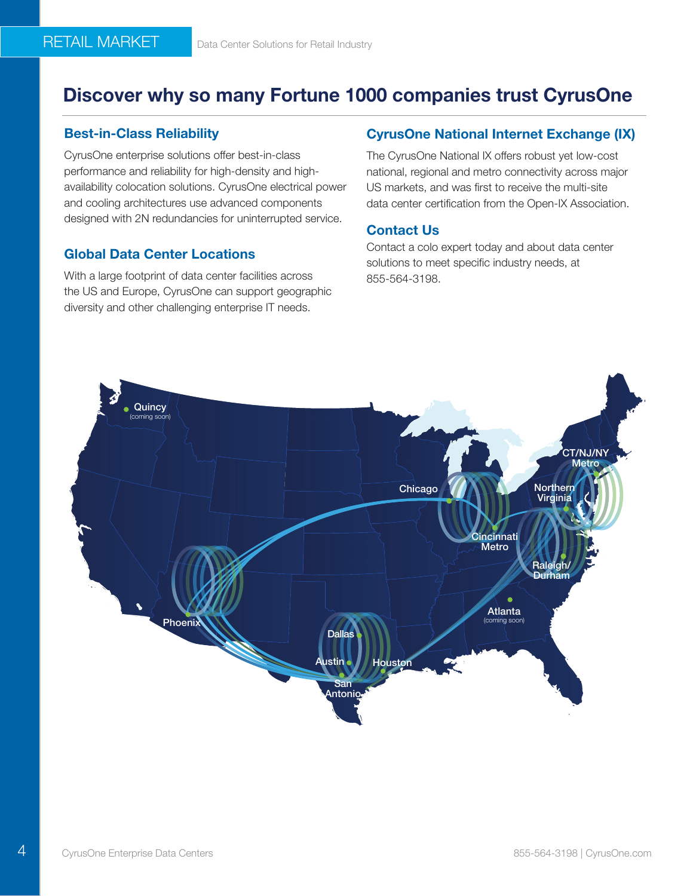# Discover why so many Fortune 1000 companies trust CyrusOne

## Best-in-Class Reliability

CyrusOne enterprise solutions offer best-in-class performance and reliability for high-density and high-availability colocation solutions. CyrusOne electrical power and cooling architectures use advanced components designed with 2N redundancies for uninterrupted service.

## Global Data Center Locations

With a large footprint of data center facilities across the US and Europe, CyrusOne can support geographic diversity and other challenging enterprise IT needs.

## CyrusOne National Internet Exchange (IX)

The CyrusOne National IX offers robust yet low-cost national, regional and metro connectivity across major US markets, and was first to receive the multi-site data center certification from the Open-IX Association.

## Contact Us

Contact a colo expert today and about data center solutions to meet specific industry needs, at 855-564-3198.

Quincy (coming soon)
Chicago
CT/NJ/NY Metro
Northern Virginia
Cincinnati Metro
Raleigh/ Durham
Atlanta (coming soon)
Phoenix
Dallas
Austin
Houston
San Antonio